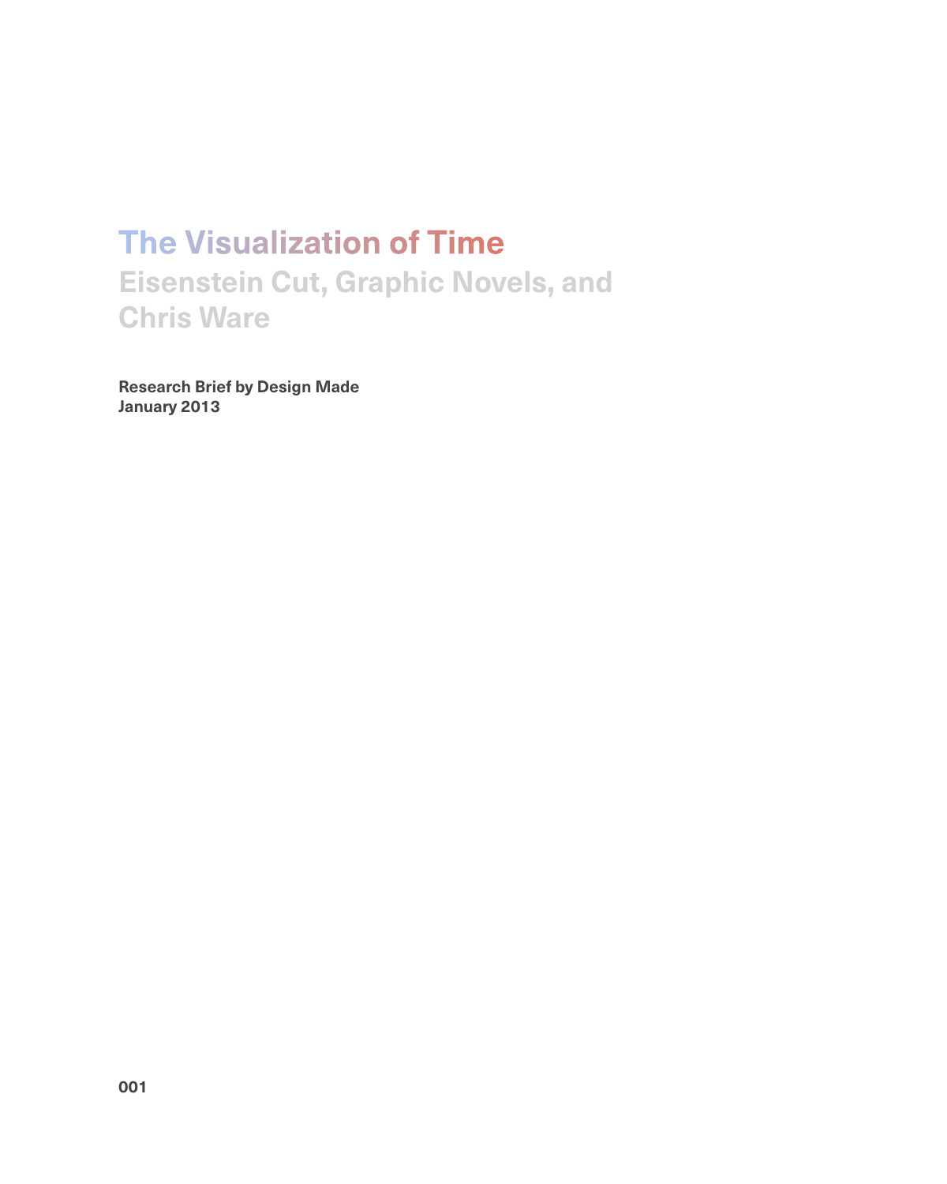# The Visualization of Time

## Eisenstein Cut, Graphic Novels, and Chris Ware

**Research Brief by Design Made**
**January 2013**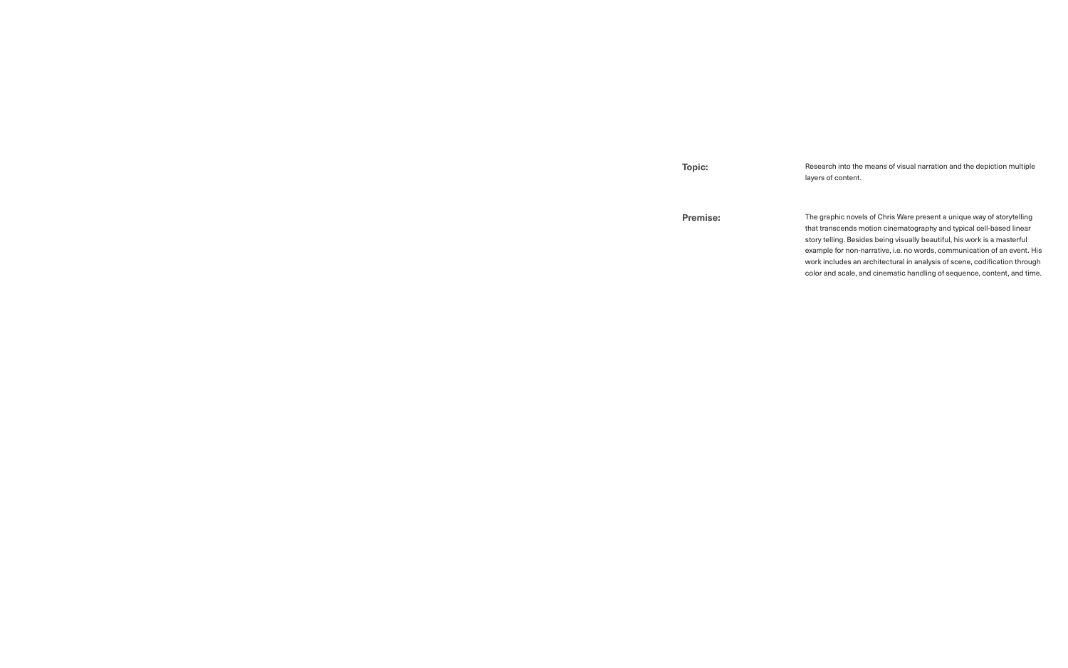**Topic:** Research into the means of visual narration and the depiction multiple layers of content.

**Premise:** The graphic novels of Chris Ware present a unique way of storytelling that transcends motion cinematography and typical cell-based linear story telling. Besides being visually beautiful, his work is a masterful example for non-narrative, i.e. no words, communication of an event. His work includes an architectural in analysis of scene, codification through color and scale, and cinematic handling of sequence, content, and time.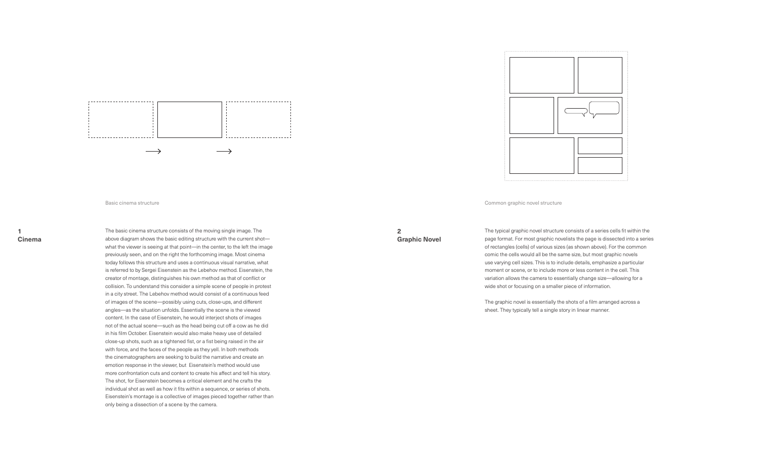Basic cinema structure

## 1 Cinema

The basic cinema structure consists of the moving single image. The above diagram shows the basic editing structure with the current shot—what the viewer is seeing at that point—in the center, to the left the image previously seen, and on the right the forthcoming image. Most cinema today follows this structure and uses a continuous visual narrative, what is referred to by Sergei Eisenstein as the Lebehov method. Eisenstein, the creator of montage, distinguishes his own method as that of conflict or collision. To understand this consider a simple scene of people in protest in a city street. The Lebehov method would consist of a continuous feed of images of the scene—possibly using cuts, close-ups, and different angles—as the situation unfolds. Essentially the scene is the viewed content. In the case of Eisenstein, he would interject shots of images not of the actual scene—such as the head being cut off a cow as he did in his film October. Eisenstein would also make heavy use of detailed close-up shots, such as a tightened fist, or a fist being raised in the air with force, and the faces of the people as they yell. In both methods the cinematographers are seeking to build the narrative and create an emotion response in the viewer, but Eisenstein's method would use more confrontation cuts and content to create his affect and tell his story. The shot, for Eisenstein becomes a critical element and he crafts the individual shot as well as how it fits within a sequence, or series of shots. Eisenstein's montage is a collective of images pieced together rather than only being a dissection of a scene by the camera.

Common graphic novel structure

## 2 Graphic Novel

The typical graphic novel structure consists of a series cells fit within the page format. For most graphic novelists the page is dissected into a series of rectangles (cells) of various sizes (as shown above). For the common comic the cells would all be the same size, but most graphic novels use varying cell sizes. This is to include details, emphasize a particular moment or scene, or to include more or less content in the cell. This variation allows the camera to essentially change size—allowing for a wide shot or focusing on a smaller piece of information.

The graphic novel is essentially the shots of a film arranged across a sheet. They typically tell a single story in linear manner.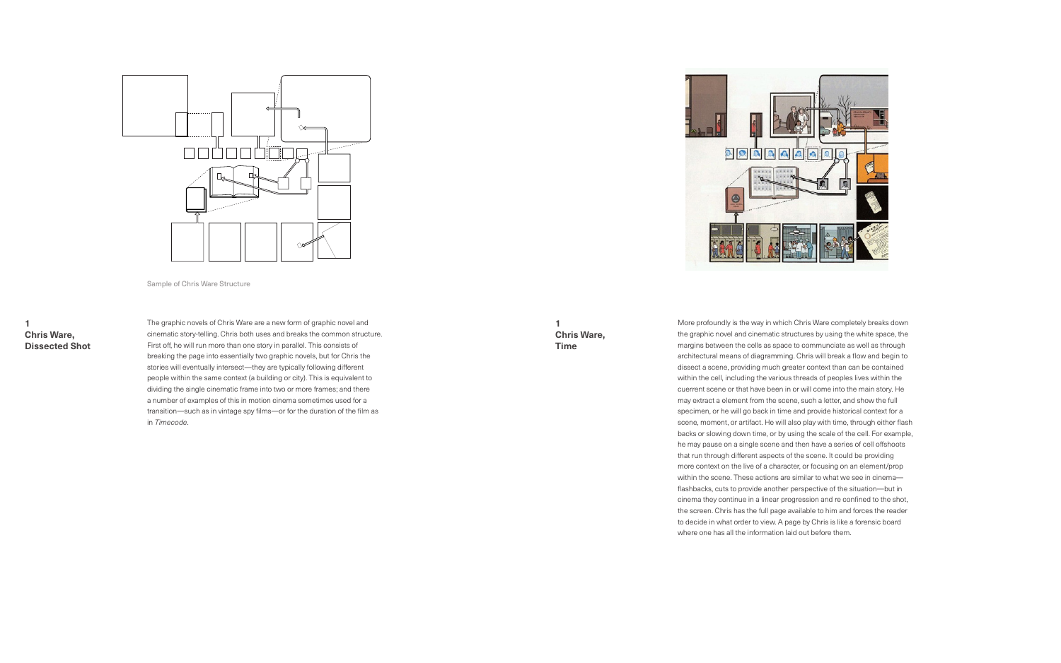Sample of Chris Ware Structure

## 1 Chris Ware, Dissected Shot

The graphic novels of Chris Ware are a new form of graphic novel and cinematic story-telling. Chris both uses and breaks the common structure. First off, he will run more than one story in parallel. This consists of breaking the page into essentially two graphic novels, but for Chris the stories will eventually intersect—they are typically following different people within the same context (a building or city). This is equivalent to dividing the single cinematic frame into two or more frames; and there a number of examples of this in motion cinema sometimes used for a transition—such as in vintage spy films—or for the duration of the film as in *Timecode*.

## 1 Chris Ware, Time

More profoundly is the way in which Chris Ware completely breaks down the graphic novel and cinematic structures by using the white space, the margins between the cells as space to communciate as well as through architectural means of diagramming. Chris will break a flow and begin to dissect a scene, providing much greater context than can be contained within the cell, including the various threads of peoples lives within the cuerrent scene or that have been in or will come into the main story. He may extract a element from the scene, such a letter, and show the full specimen, or he will go back in time and provide historical context for a scene, moment, or artifact. He will also play with time, through either flash backs or slowing down time, or by using the scale of the cell. For example, he may pause on a single scene and then have a series of cell offshoots that run through different aspects of the scene. It could be providing more context on the live of a character, or focusing on an element/prop within the scene. These actions are similar to what we see in cinema—flashbacks, cuts to provide another perspective of the situation—but in cinema they continue in a linear progression and re confined to the shot, the screen. Chris has the full page available to him and forces the reader to decide in what order to view. A page by Chris is like a forensic board where one has all the information laid out before them.